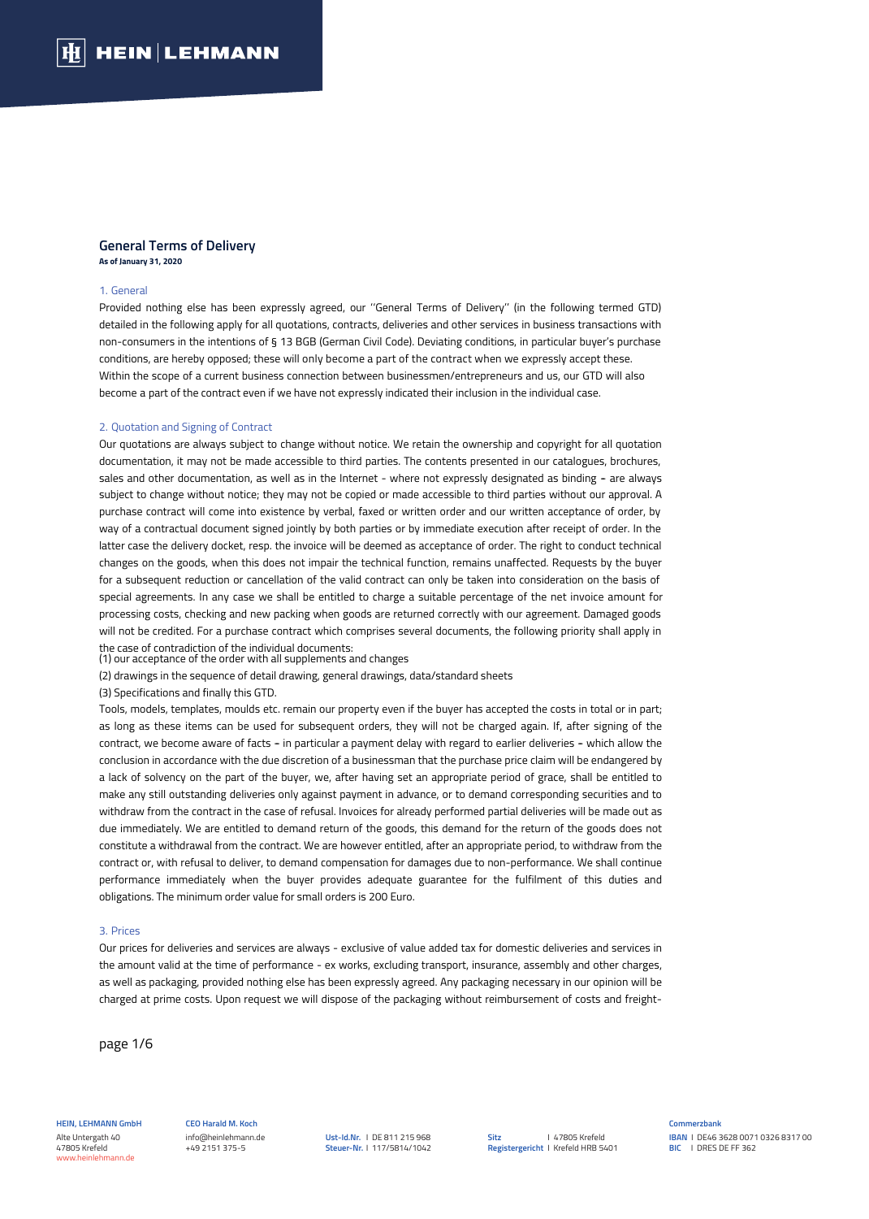# General Terms of Delivery

**As of January 31, 2020**

## 1. General

Provided nothing else has been expressly agreed, our ''General Terms of Delivery'' (in the following termed GTD) detailed in the following apply for all quotations, contracts, deliveries and other services in business transactions with non-consumers in the intentions of § 13 BGB (German Civil Code). Deviating conditions, in particular buyer's purchase conditions, are hereby opposed; these will only become a part of the contract when we expressly accept these. Within the scope of a current business connection between businessmen/entrepreneurs and us, our GTD will also become a part of the contract even if we have not expressly indicated their inclusion in the individual case.

## 2. Quotation and Signing of Contract

Our quotations are always subject to change without notice. We retain the ownership and copyright for all quotation documentation, it may not be made accessible to third parties. The contents presented in our catalogues, brochures, sales and other documentation, as well as in the Internet - where not expressly designated as binding - are always subject to change without notice; they may not be copied or made accessible to third parties without our approval. A purchase contract will come into existence by verbal, faxed or written order and our written acceptance of order, by way of a contractual document signed jointly by both parties or by immediate execution after receipt of order. In the latter case the delivery docket, resp. the invoice will be deemed as acceptance of order. The right to conduct technical changes on the goods, when this does not impair the technical function, remains unaffected. Requests by the buyer for a subsequent reduction or cancellation of the valid contract can only be taken into consideration on the basis of special agreements. In any case we shall be entitled to charge a suitable percentage of the net invoice amount for processing costs, checking and new packing when goods are returned correctly with our agreement. Damaged goods will not be credited. For a purchase contract which comprises several documents, the following priority shall apply in the case of contradiction of the individual documents:

(1) our acceptance of the order with all supplements and changes

(2) drawings in the sequence of detail drawing, general drawings, data/standard sheets

(3) Specifications and finally this GTD.

Tools, models, templates, moulds etc. remain our property even if the buyer has accepted the costs in total or in part; as long as these items can be used for subsequent orders, they will not be charged again. If, after signing of the contract, we become aware of facts - in particular a payment delay with regard to earlier deliveries - which allow the conclusion in accordance with the due discretion of a businessman that the purchase price claim will be endangered by a lack of solvency on the part of the buyer, we, after having set an appropriate period of grace, shall be entitled to make any still outstanding deliveries only against payment in advance, or to demand corresponding securities and to withdraw from the contract in the case of refusal. Invoices for already performed partial deliveries will be made out as due immediately. We are entitled to demand return of the goods, this demand for the return of the goods does not constitute a withdrawal from the contract. We are however entitled, after an appropriate period, to withdraw from the contract or, with refusal to deliver, to demand compensation for damages due to non-performance. We shall continue performance immediately when the buyer provides adequate guarantee for the fulfilment of this duties and obligations. The minimum order value for small orders is 200 Euro.

## 3. Prices

Our prices for deliveries and services are always - exclusive of value added tax for domestic deliveries and services in the amount valid at the time of performance - ex works, excluding transport, insurance, assembly and other charges, as well as packaging, provided nothing else has been expressly agreed. Any packaging necessary in our opinion will be charged at prime costs. Upon request we will dispose of the packaging without reimbursement of costs and freight-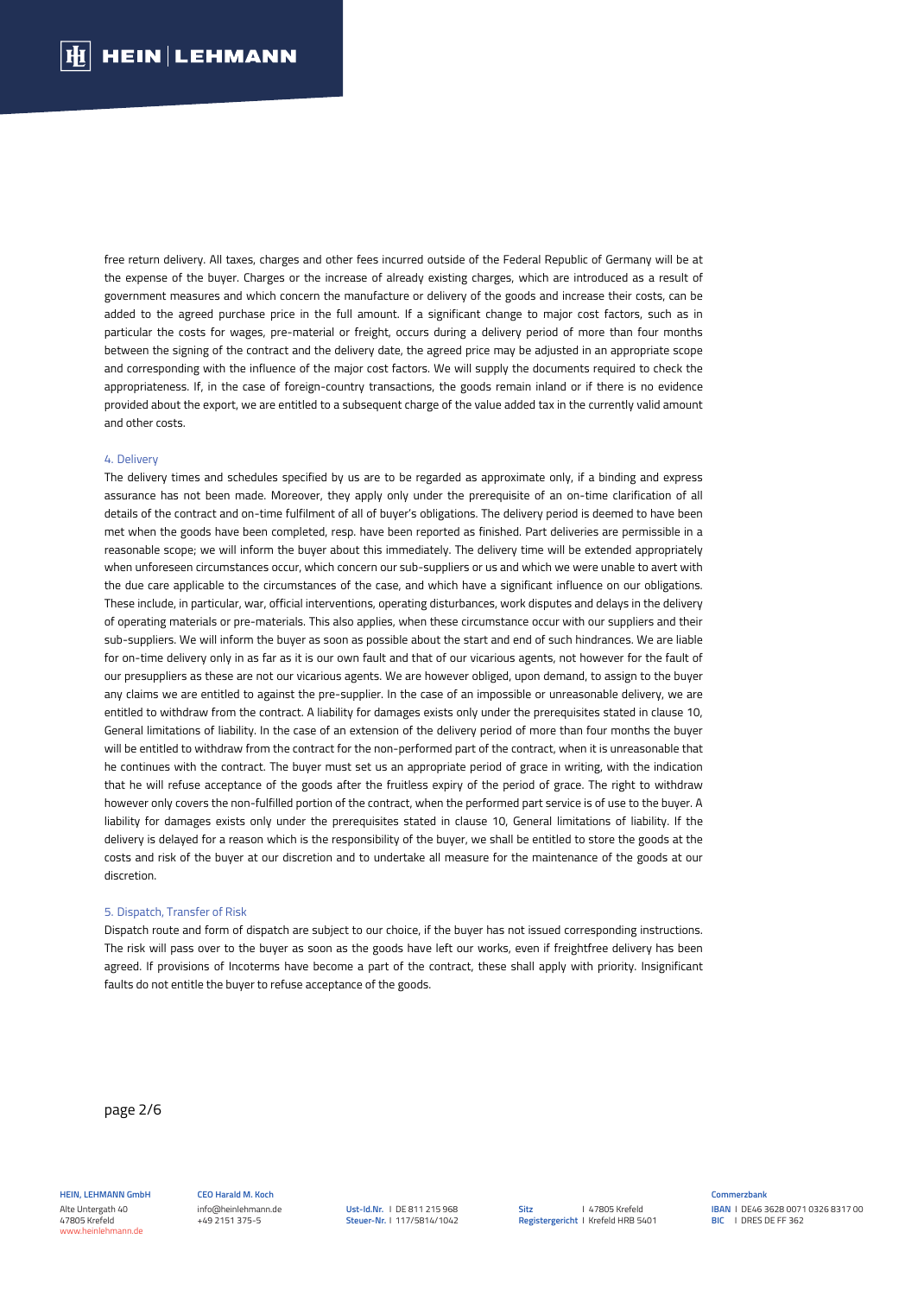free return delivery. All taxes, charges and other fees incurred outside of the Federal Republic of Germany will be at the expense of the buyer. Charges or the increase of already existing charges, which are introduced as a result of government measures and which concern the manufacture or delivery of the goods and increase their costs, can be added to the agreed purchase price in the full amount. If a significant change to major cost factors, such as in particular the costs for wages, pre-material or freight, occurs during a delivery period of more than four months between the signing of the contract and the delivery date, the agreed price may be adjusted in an appropriate scope and corresponding with the influence of the major cost factors. We will supply the documents required to check the appropriateness. If, in the case of foreign-country transactions, the goods remain inland or if there is no evidence provided about the export, we are entitled to a subsequent charge of the value added tax in the currently valid amount and other costs.

## 4. Delivery

The delivery times and schedules specified by us are to be regarded as approximate only, if a binding and express assurance has not been made. Moreover, they apply only under the prerequisite of an on-time clarification of all details of the contract and on-time fulfilment of all of buyer's obligations. The delivery period is deemed to have been met when the goods have been completed, resp. have been reported as finished. Part deliveries are permissible in a reasonable scope; we will inform the buyer about this immediately. The delivery time will be extended appropriately when unforeseen circumstances occur, which concern our sub-suppliers or us and which we were unable to avert with the due care applicable to the circumstances of the case, and which have a significant influence on our obligations. These include, in particular, war, official interventions, operating disturbances, work disputes and delays in the delivery of operating materials or pre-materials. This also applies, when these circumstance occur with our suppliers and their sub-suppliers. We will inform the buyer as soon as possible about the start and end of such hindrances. We are liable for on-time delivery only in as far as it is our own fault and that of our vicarious agents, not however for the fault of our presuppliers as these are not our vicarious agents. We are however obliged, upon demand, to assign to the buyer any claims we are entitled to against the pre-supplier. In the case of an impossible or unreasonable delivery, we are entitled to withdraw from the contract. A liability for damages exists only under the prerequisites stated in clause 10, General limitations of liability. In the case of an extension of the delivery period of more than four months the buyer will be entitled to withdraw from the contract for the non-performed part of the contract, when it is unreasonable that he continues with the contract. The buyer must set us an appropriate period of grace in writing, with the indication that he will refuse acceptance of the goods after the fruitless expiry of the period of grace. The right to withdraw however only covers the non-fulfilled portion of the contract, when the performed part service is of use to the buyer. A liability for damages exists only under the prerequisites stated in clause 10, General limitations of liability. If the delivery is delayed for a reason which is the responsibility of the buyer, we shall be entitled to store the goods at the costs and risk of the buyer at our discretion and to undertake all measure for the maintenance of the goods at our discretion.

## 5. Dispatch, Transfer of Risk

Dispatch route and form of dispatch are subject to our choice, if the buyer has not issued corresponding instructions. The risk will pass over to the buyer as soon as the goods have left our works, even if freightfree delivery has been agreed. If provisions of Incoterms have become a part of the contract, these shall apply with priority. Insignificant faults do not entitle the buyer to refuse acceptance of the goods.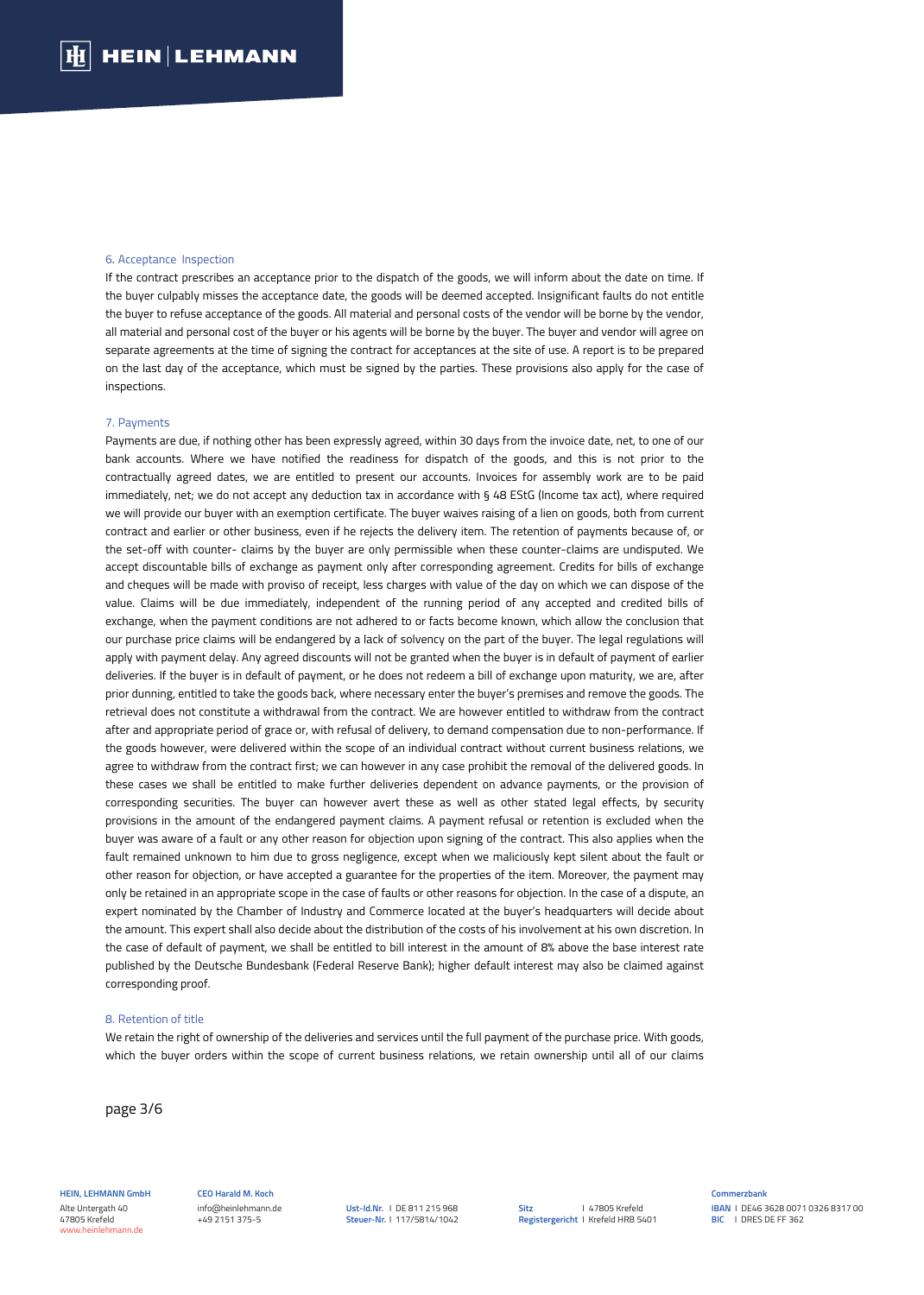### 6. Acceptance Inspection

If the contract prescribes an acceptance prior to the dispatch of the goods, we will inform about the date on time. If the buyer culpably misses the acceptance date, the goods will be deemed accepted. Insignificant faults do not entitle the buyer to refuse acceptance of the goods. All material and personal costs of the vendor will be borne by the vendor, all material and personal cost of the buyer or his agents will be borne by the buyer. The buyer and vendor will agree on separate agreements at the time of signing the contract for acceptances at the site of use. A report is to be prepared on the last day of the acceptance, which must be signed by the parties. These provisions also apply for the case of inspections.

### 7. Payments

Payments are due, if nothing other has been expressly agreed, within 30 days from the invoice date, net, to one of our bank accounts. Where we have notified the readiness for dispatch of the goods, and this is not prior to the contractually agreed dates, we are entitled to present our accounts. Invoices for assembly work are to be paid immediately, net; we do not accept any deduction tax in accordance with § 48 EStG (Income tax act), where required we will provide our buyer with an exemption certificate. The buyer waives raising of a lien on goods, both from current contract and earlier or other business, even if he rejects the delivery item. The retention of payments because of, or the set-off with counter- claims by the buyer are only permissible when these counter-claims are undisputed. We accept discountable bills of exchange as payment only after corresponding agreement. Credits for bills of exchange and cheques will be made with proviso of receipt, less charges with value of the day on which we can dispose of the value. Claims will be due immediately, independent of the running period of any accepted and credited bills of exchange, when the payment conditions are not adhered to or facts become known, which allow the conclusion that our purchase price claims will be endangered by a lack of solvency on the part of the buyer. The legal regulations will apply with payment delay. Any agreed discounts will not be granted when the buyer is in default of payment of earlier deliveries. If the buyer is in default of payment, or he does not redeem a bill of exchange upon maturity, we are, after prior dunning, entitled to take the goods back, where necessary enter the buyer's premises and remove the goods. The retrieval does not constitute a withdrawal from the contract. We are however entitled to withdraw from the contract after and appropriate period of grace or, with refusal of delivery, to demand compensation due to non-performance. If the goods however, were delivered within the scope of an individual contract without current business relations, we agree to withdraw from the contract first; we can however in any case prohibit the removal of the delivered goods. In these cases we shall be entitled to make further deliveries dependent on advance payments, or the provision of corresponding securities. The buyer can however avert these as well as other stated legal effects, by security provisions in the amount of the endangered payment claims. A payment refusal or retention is excluded when the buyer was aware of a fault or any other reason for objection upon signing of the contract. This also applies when the fault remained unknown to him due to gross negligence, except when we maliciously kept silent about the fault or other reason for objection, or have accepted a guarantee for the properties of the item. Moreover, the payment may only be retained in an appropriate scope in the case of faults or other reasons for objection. In the case of a dispute, an expert nominated by the Chamber of Industry and Commerce located at the buyer's headquarters will decide about the amount. This expert shall also decide about the distribution of the costs of his involvement at his own discretion. In the case of default of payment, we shall be entitled to bill interest in the amount of 8% above the base interest rate published by the Deutsche Bundesbank (Federal Reserve Bank); higher default interest may also be claimed against corresponding proof.

### 8. Retention of title

We retain the right of ownership of the deliveries and services until the full payment of the purchase price. With goods, which the buyer orders within the scope of current business relations, we retain ownership until all of our claims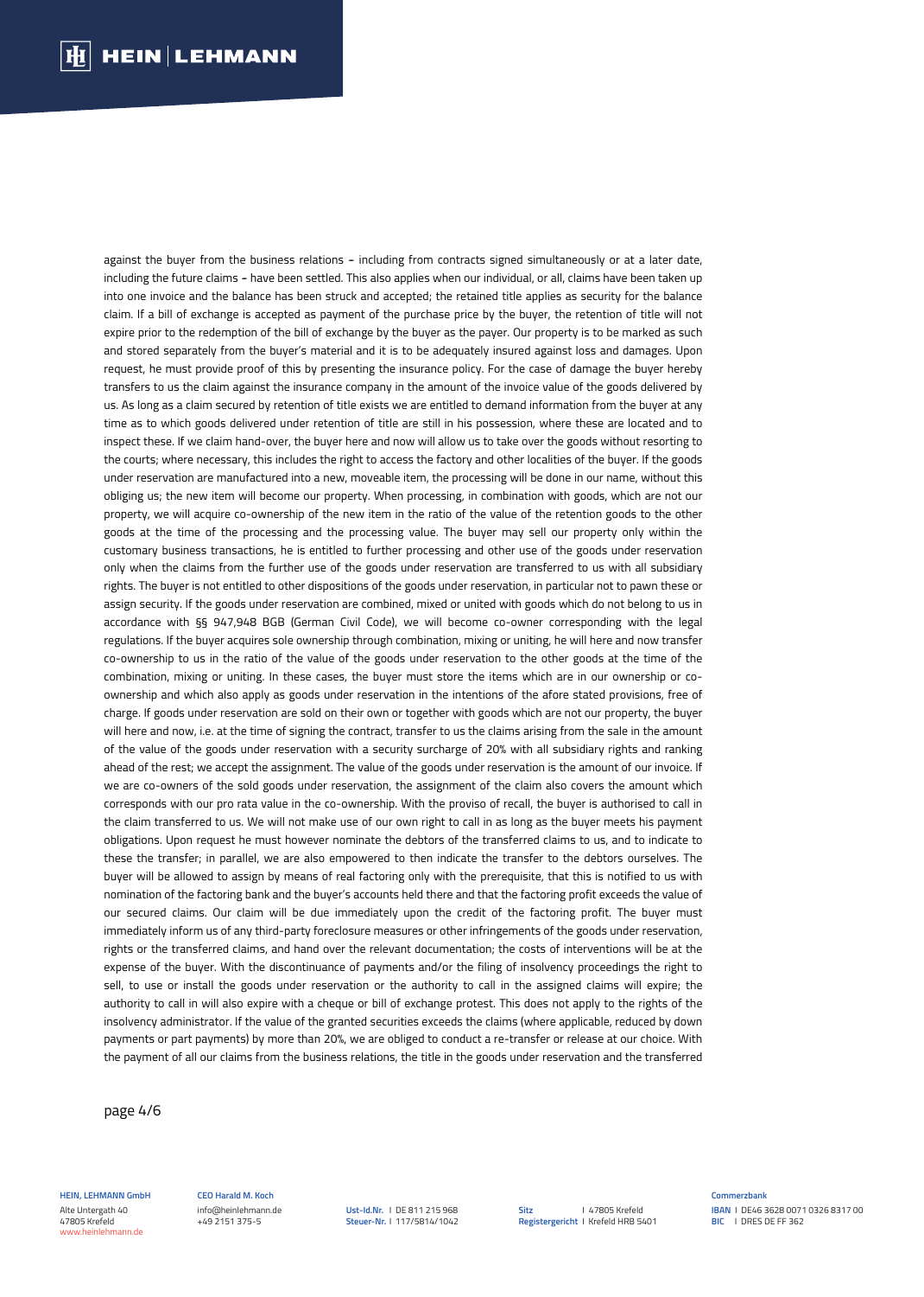against the buyer from the business relations – including from contracts signed simultaneously or at a later date, including the future claims – have been settled. This also applies when our individual, or all, claims have been taken up into one invoice and the balance has been struck and accepted; the retained title applies as security for the balance claim. If a bill of exchange is accepted as payment of the purchase price by the buyer, the retention of title will not expire prior to the redemption of the bill of exchange by the buyer as the payer. Our property is to be marked as such and stored separately from the buyer's material and it is to be adequately insured against loss and damages. Upon request, he must provide proof of this by presenting the insurance policy. For the case of damage the buyer hereby transfers to us the claim against the insurance company in the amount of the invoice value of the goods delivered by us. As long as a claim secured by retention of title exists we are entitled to demand information from the buyer at any time as to which goods delivered under retention of title are still in his possession, where these are located and to inspect these. If we claim hand-over, the buyer here and now will allow us to take over the goods without resorting to the courts; where necessary, this includes the right to access the factory and other localities of the buyer. If the goods under reservation are manufactured into a new, moveable item, the processing will be done in our name, without this obliging us; the new item will become our property. When processing, in combination with goods, which are not our property, we will acquire co-ownership of the new item in the ratio of the value of the retention goods to the other goods at the time of the processing and the processing value. The buyer may sell our property only within the customary business transactions, he is entitled to further processing and other use of the goods under reservation only when the claims from the further use of the goods under reservation are transferred to us with all subsidiary rights. The buyer is not entitled to other dispositions of the goods under reservation, in particular not to pawn these or assign security. If the goods under reservation are combined, mixed or united with goods which do not belong to us in accordance with §§ 947,948 BGB (German Civil Code), we will become co-owner corresponding with the legal regulations. If the buyer acquires sole ownership through combination, mixing or uniting, he will here and now transfer co-ownership to us in the ratio of the value of the goods under reservation to the other goods at the time of the combination, mixing or uniting. In these cases, the buyer must store the items which are in our ownership or co-ownership and which also apply as goods under reservation in the intentions of the afore stated provisions, free of charge. If goods under reservation are sold on their own or together with goods which are not our property, the buyer will here and now, i.e. at the time of signing the contract, transfer to us the claims arising from the sale in the amount of the value of the goods under reservation with a security surcharge of 20% with all subsidiary rights and ranking ahead of the rest; we accept the assignment. The value of the goods under reservation is the amount of our invoice. If we are co-owners of the sold goods under reservation, the assignment of the claim also covers the amount which corresponds with our pro rata value in the co-ownership. With the proviso of recall, the buyer is authorised to call in the claim transferred to us. We will not make use of our own right to call in as long as the buyer meets his payment obligations. Upon request he must however nominate the debtors of the transferred claims to us, and to indicate to these the transfer; in parallel, we are also empowered to then indicate the transfer to the debtors ourselves. The buyer will be allowed to assign by means of real factoring only with the prerequisite, that this is notified to us with nomination of the factoring bank and the buyer's accounts held there and that the factoring profit exceeds the value of our secured claims. Our claim will be due immediately upon the credit of the factoring profit. The buyer must immediately inform us of any third-party foreclosure measures or other infringements of the goods under reservation, rights or the transferred claims, and hand over the relevant documentation; the costs of interventions will be at the expense of the buyer. With the discontinuance of payments and/or the filing of insolvency proceedings the right to sell, to use or install the goods under reservation or the authority to call in the assigned claims will expire; the authority to call in will also expire with a cheque or bill of exchange protest. This does not apply to the rights of the insolvency administrator. If the value of the granted securities exceeds the claims (where applicable, reduced by down payments or part payments) by more than 20%, we are obliged to conduct a re-transfer or release at our choice. With the payment of all our claims from the business relations, the title in the goods under reservation and the transferred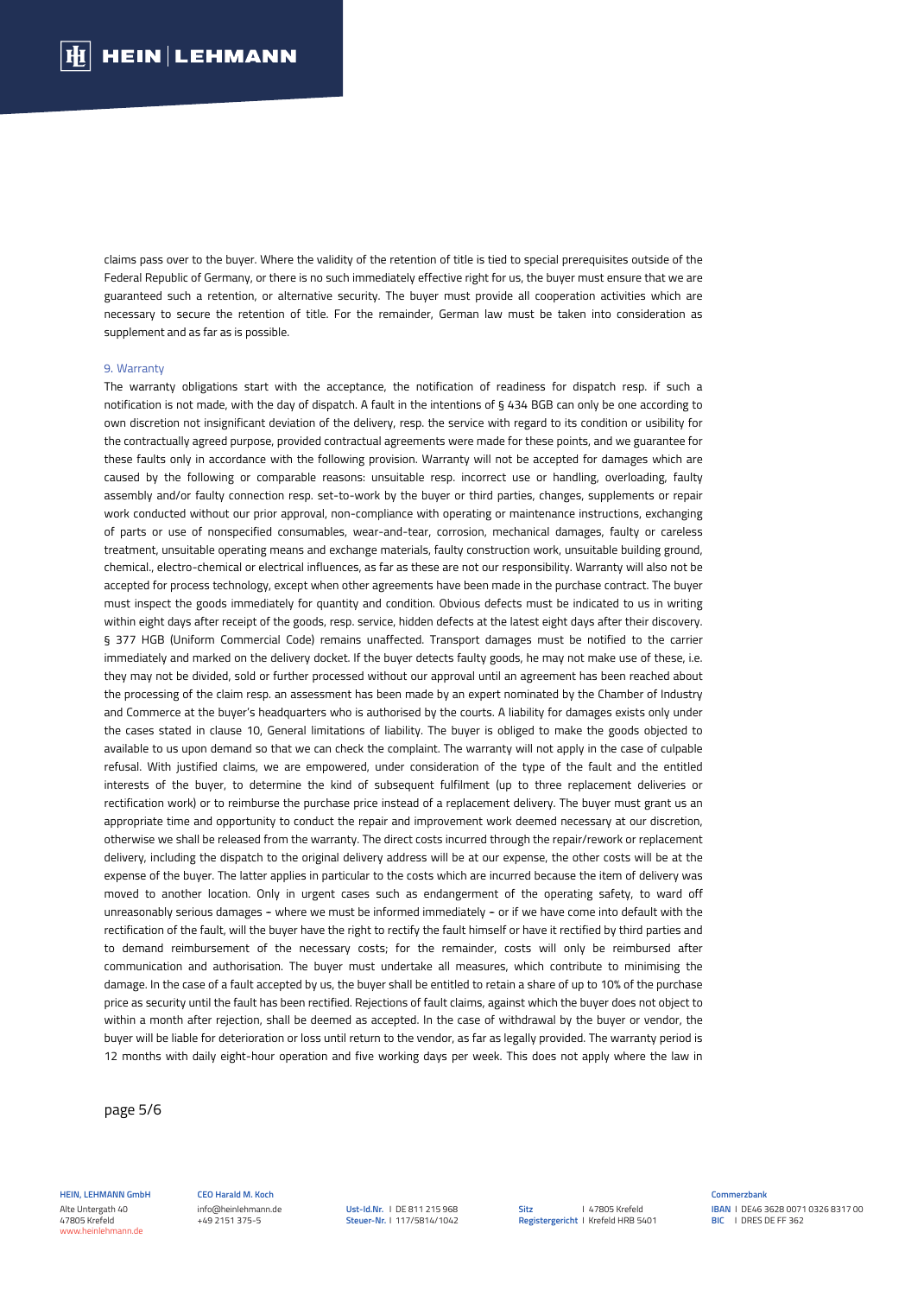claims pass over to the buyer. Where the validity of the retention of title is tied to special prerequisites outside of the Federal Republic of Germany, or there is no such immediately effective right for us, the buyer must ensure that we are guaranteed such a retention, or alternative security. The buyer must provide all cooperation activities which are necessary to secure the retention of title. For the remainder, German law must be taken into consideration as supplement and as far as is possible.

## 9. Warranty

The warranty obligations start with the acceptance, the notification of readiness for dispatch resp. if such a notification is not made, with the day of dispatch. A fault in the intentions of § 434 BGB can only be one according to own discretion not insignificant deviation of the delivery, resp. the service with regard to its condition or usibility for the contractually agreed purpose, provided contractual agreements were made for these points, and we guarantee for these faults only in accordance with the following provision. Warranty will not be accepted for damages which are caused by the following or comparable reasons: unsuitable resp. incorrect use or handling, overloading, faulty assembly and/or faulty connection resp. set-to-work by the buyer or third parties, changes, supplements or repair work conducted without our prior approval, non-compliance with operating or maintenance instructions, exchanging of parts or use of nonspecified consumables, wear-and-tear, corrosion, mechanical damages, faulty or careless treatment, unsuitable operating means and exchange materials, faulty construction work, unsuitable building ground, chemical., electro-chemical or electrical influences, as far as these are not our responsibility. Warranty will also not be accepted for process technology, except when other agreements have been made in the purchase contract. The buyer must inspect the goods immediately for quantity and condition. Obvious defects must be indicated to us in writing within eight days after receipt of the goods, resp. service, hidden defects at the latest eight days after their discovery. § 377 HGB (Uniform Commercial Code) remains unaffected. Transport damages must be notified to the carrier immediately and marked on the delivery docket. If the buyer detects faulty goods, he may not make use of these, i.e. they may not be divided, sold or further processed without our approval until an agreement has been reached about the processing of the claim resp. an assessment has been made by an expert nominated by the Chamber of Industry and Commerce at the buyer's headquarters who is authorised by the courts. A liability for damages exists only under the cases stated in clause 10, General limitations of liability. The buyer is obliged to make the goods objected to available to us upon demand so that we can check the complaint. The warranty will not apply in the case of culpable refusal. With justified claims, we are empowered, under consideration of the type of the fault and the entitled interests of the buyer, to determine the kind of subsequent fulfilment (up to three replacement deliveries or rectification work) or to reimburse the purchase price instead of a replacement delivery. The buyer must grant us an appropriate time and opportunity to conduct the repair and improvement work deemed necessary at our discretion, otherwise we shall be released from the warranty. The direct costs incurred through the repair/rework or replacement delivery, including the dispatch to the original delivery address will be at our expense, the other costs will be at the expense of the buyer. The latter applies in particular to the costs which are incurred because the item of delivery was moved to another location. Only in urgent cases such as endangerment of the operating safety, to ward off unreasonably serious damages – where we must be informed immediately – or if we have come into default with the rectification of the fault, will the buyer have the right to rectify the fault himself or have it rectified by third parties and to demand reimbursement of the necessary costs; for the remainder, costs will only be reimbursed after communication and authorisation. The buyer must undertake all measures, which contribute to minimising the damage. In the case of a fault accepted by us, the buyer shall be entitled to retain a share of up to 10% of the purchase price as security until the fault has been rectified. Rejections of fault claims, against which the buyer does not object to within a month after rejection, shall be deemed as accepted. In the case of withdrawal by the buyer or vendor, the buyer will be liable for deterioration or loss until return to the vendor, as far as legally provided. The warranty period is 12 months with daily eight-hour operation and five working days per week. This does not apply where the law in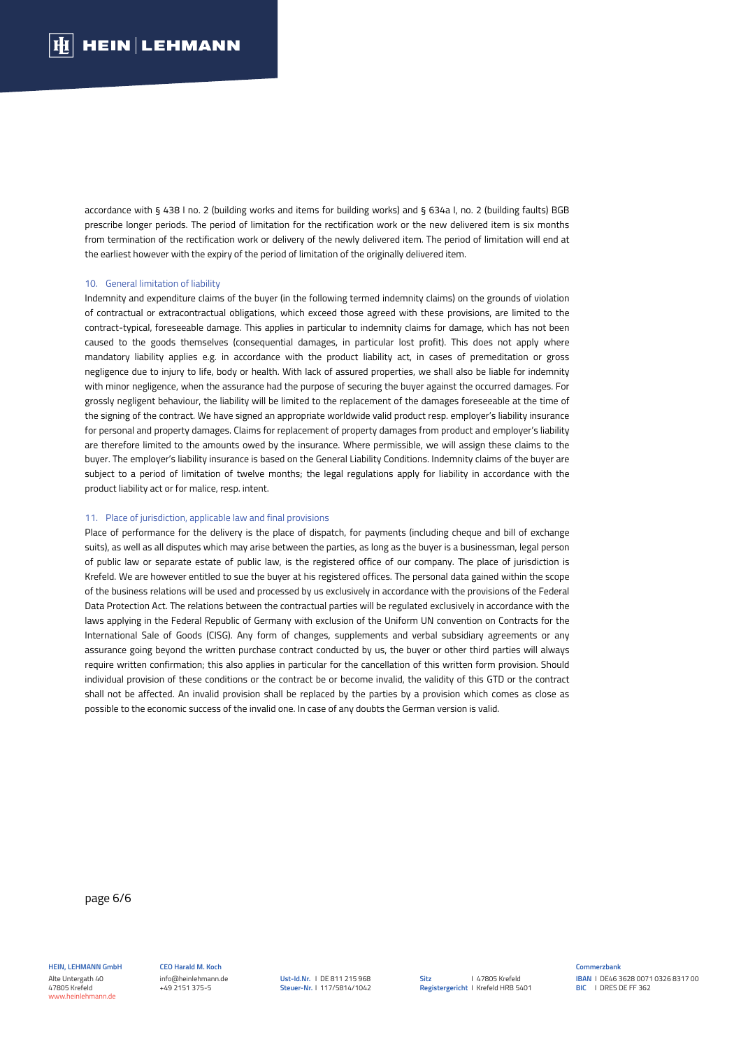accordance with § 438 I no. 2 (building works and items for building works) and § 634a I, no. 2 (building faults) BGB prescribe longer periods. The period of limitation for the rectification work or the new delivered item is six months from termination of the rectification work or delivery of the newly delivered item. The period of limitation will end at the earliest however with the expiry of the period of limitation of the originally delivered item.

### 10. General limitation of liability

Indemnity and expenditure claims of the buyer (in the following termed indemnity claims) on the grounds of violation of contractual or extracontractual obligations, which exceed those agreed with these provisions, are limited to the contract-typical, foreseeable damage. This applies in particular to indemnity claims for damage, which has not been caused to the goods themselves (consequential damages, in particular lost profit). This does not apply where mandatory liability applies e.g. in accordance with the product liability act, in cases of premeditation or gross negligence due to injury to life, body or health. With lack of assured properties, we shall also be liable for indemnity with minor negligence, when the assurance had the purpose of securing the buyer against the occurred damages. For grossly negligent behaviour, the liability will be limited to the replacement of the damages foreseeable at the time of the signing of the contract. We have signed an appropriate worldwide valid product resp. employer's liability insurance for personal and property damages. Claims for replacement of property damages from product and employer's liability are therefore limited to the amounts owed by the insurance. Where permissible, we will assign these claims to the buyer. The employer's liability insurance is based on the General Liability Conditions. Indemnity claims of the buyer are subject to a period of limitation of twelve months; the legal regulations apply for liability in accordance with the product liability act or for malice, resp. intent.

### 11. Place of jurisdiction, applicable law and final provisions

Place of performance for the delivery is the place of dispatch, for payments (including cheque and bill of exchange suits), as well as all disputes which may arise between the parties, as long as the buyer is a businessman, legal person of public law or separate estate of public law, is the registered office of our company. The place of jurisdiction is Krefeld. We are however entitled to sue the buyer at his registered offices. The personal data gained within the scope of the business relations will be used and processed by us exclusively in accordance with the provisions of the Federal Data Protection Act. The relations between the contractual parties will be regulated exclusively in accordance with the laws applying in the Federal Republic of Germany with exclusion of the Uniform UN convention on Contracts for the International Sale of Goods (CISG). Any form of changes, supplements and verbal subsidiary agreements or any assurance going beyond the written purchase contract conducted by us, the buyer or other third parties will always require written confirmation; this also applies in particular for the cancellation of this written form provision. Should individual provision of these conditions or the contract be or become invalid, the validity of this GTD or the contract shall not be affected. An invalid provision shall be replaced by the parties by a provision which comes as close as possible to the economic success of the invalid one. In case of any doubts the German version is valid.